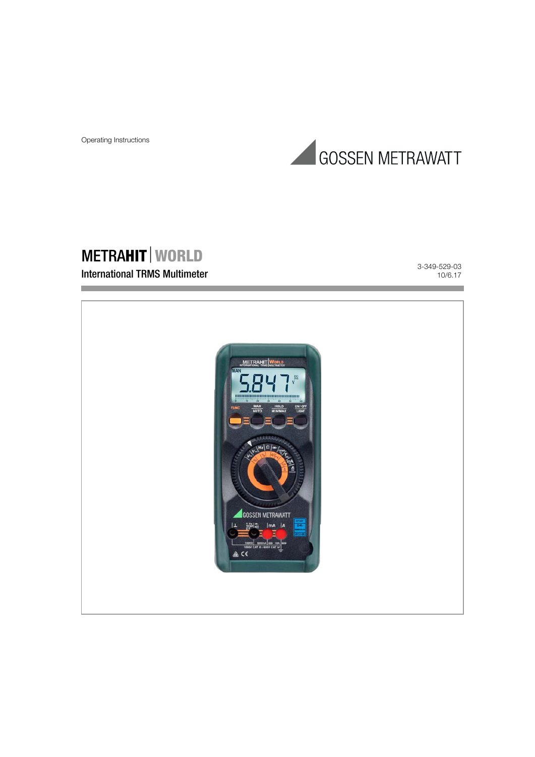Operating Instructions

GOSSEN METRAWATT

# METRAHIT | WORLD

International TRMS Multimeter

3-349-529-03
10/6.17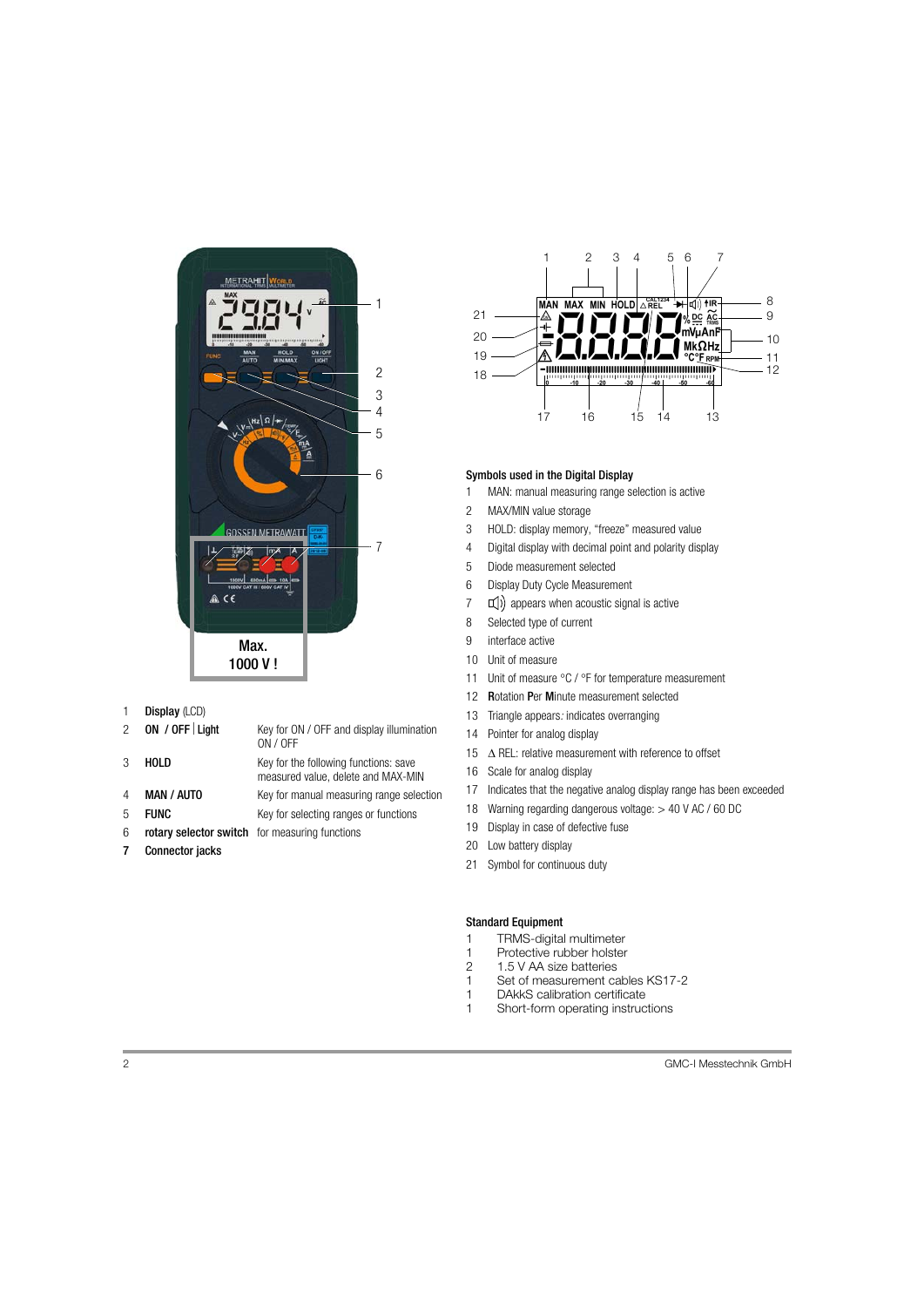Max.
1000 V !

| | | |
|---|---|---|
| 1 | **Display** (LCD) | |
| 2 | **ON / OFF \| Light** | Key for ON / OFF and display illumination ON / OFF |
| 3 | **HOLD** | Key for the following functions: save measured value, delete and MAX-MIN |
| 4 | **MAN / AUTO** | Key for manual measuring range selection |
| 5 | **FUNC** | Key for selecting ranges or functions |
| 6 | **rotary selector switch** | for measuring functions |
| **7** | **Connector jacks** | |

### Symbols used in the Digital Display

1 MAN: manual measuring range selection is active
2 MAX/MIN value storage
3 HOLD: display memory, "freeze" measured value
4 Digital display with decimal point and polarity display
5 Diode measurement selected
6 Display Duty Cycle Measurement
7 🔊 appears when acoustic signal is active
8 Selected type of current
9 interface active
10 Unit of measure
11 Unit of measure °C / °F for temperature measurement
12 **R**otation **P**er **M**inute measurement selected
13 Triangle appears: indicates overranging
14 Pointer for analog display
15 Δ REL: relative measurement with reference to offset
16 Scale for analog display
17 Indicates that the negative analog display range has been exceeded
18 Warning regarding dangerous voltage: > 40 V AC / 60 DC
19 Display in case of defective fuse
20 Low battery display
21 Symbol for continuous duty

### Standard Equipment

1 TRMS-digital multimeter
1 Protective rubber holster
2 1.5 V AA size batteries
1 Set of measurement cables KS17-2
1 DAkkS calibration certificate
1 Short-form operating instructions

GMC-I Messtechnik GmbH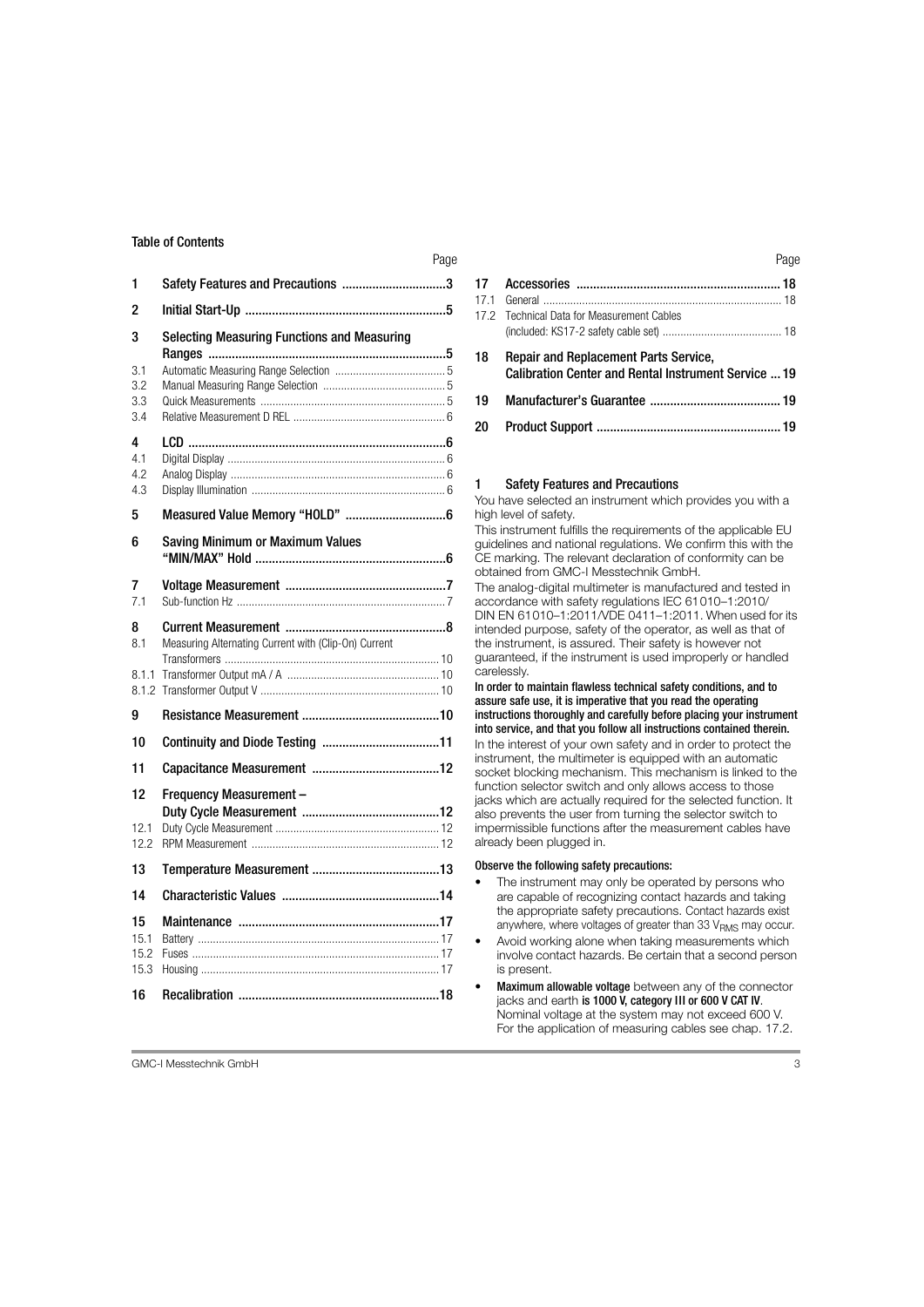## Table of Contents

| | | Page |
|---|---|---|
| 1 | Safety Features and Precautions | 3 |
| 2 | Initial Start-Up | 5 |
| 3 | Selecting Measuring Functions and Measuring Ranges | 5 |
| 3.1 | Automatic Measuring Range Selection | 5 |
| 3.2 | Manual Measuring Range Selection | 5 |
| 3.3 | Quick Measurements | 5 |
| 3.4 | Relative Measurement D REL | 6 |
| 4 | LCD | 6 |
| 4.1 | Digital Display | 6 |
| 4.2 | Analog Display | 6 |
| 4.3 | Display Illumination | 6 |
| 5 | Measured Value Memory “HOLD” | 6 |
| 6 | Saving Minimum or Maximum Values “MIN/MAX” Hold | 6 |
| 7 | Voltage Measurement | 7 |
| 7.1 | Sub-function Hz | 7 |
| 8 | Current Measurement | 8 |
| 8.1 | Measuring Alternating Current with (Clip-On) Current Transformers | 10 |
| 8.1.1 | Transformer Output mA / A | 10 |
| 8.1.2 | Transformer Output V | 10 |
| 9 | Resistance Measurement | 10 |
| 10 | Continuity and Diode Testing | 11 |
| 11 | Capacitance Measurement | 12 |
| 12 | Frequency Measurement – Duty Cycle Measurement | 12 |
| 12.1 | Duty Cycle Measurement | 12 |
| 12.2 | RPM Measurement | 12 |
| 13 | Temperature Measurement | 13 |
| 14 | Characteristic Values | 14 |
| 15 | Maintenance | 17 |
| 15.1 | Battery | 17 |
| 15.2 | Fuses | 17 |
| 15.3 | Housing | 17 |
| 16 | Recalibration | 18 |
| 17 | Accessories | 18 |
| 17.1 | General | 18 |
| 17.2 | Technical Data for Measurement Cables (included: KS17-2 safety cable set) | 18 |
| 18 | Repair and Replacement Parts Service, Calibration Center and Rental Instrument Service | 19 |
| 19 | Manufacturer's Guarantee | 19 |
| 20 | Product Support | 19 |

## 1 Safety Features and Precautions

You have selected an instrument which provides you with a high level of safety.

This instrument fulfills the requirements of the applicable EU guidelines and national regulations. We confirm this with the CE marking. The relevant declaration of conformity can be obtained from GMC-I Messtechnik GmbH.

The analog-digital multimeter is manufactured and tested in accordance with safety regulations IEC 61010–1:2010/ DIN EN 61010–1:2011/VDE 0411–1:2011. When used for its intended purpose, safety of the operator, as well as that of the instrument, is assured. Their safety is however not guaranteed, if the instrument is used improperly or handled carelessly.

**In order to maintain flawless technical safety conditions, and to assure safe use, it is imperative that you read the operating instructions thoroughly and carefully before placing your instrument into service, and that you follow all instructions contained therein.**

In the interest of your own safety and in order to protect the instrument, the multimeter is equipped with an automatic socket blocking mechanism. This mechanism is linked to the function selector switch and only allows access to those jacks which are actually required for the selected function. It also prevents the user from turning the selector switch to impermissible functions after the measurement cables have already been plugged in.

**Observe the following safety precautions:**

- The instrument may only be operated by persons who are capable of recognizing contact hazards and taking the appropriate safety precautions. Contact hazards exist anywhere, where voltages of greater than 33 $V_{RMS}$ may occur.
- Avoid working alone when taking measurements which involve contact hazards. Be certain that a second person is present.
- **Maximum allowable voltage** between any of the connector jacks and earth **is 1000 V, category III or 600 V CAT IV**. Nominal voltage at the system may not exceed 600 V. For the application of measuring cables see chap. 17.2.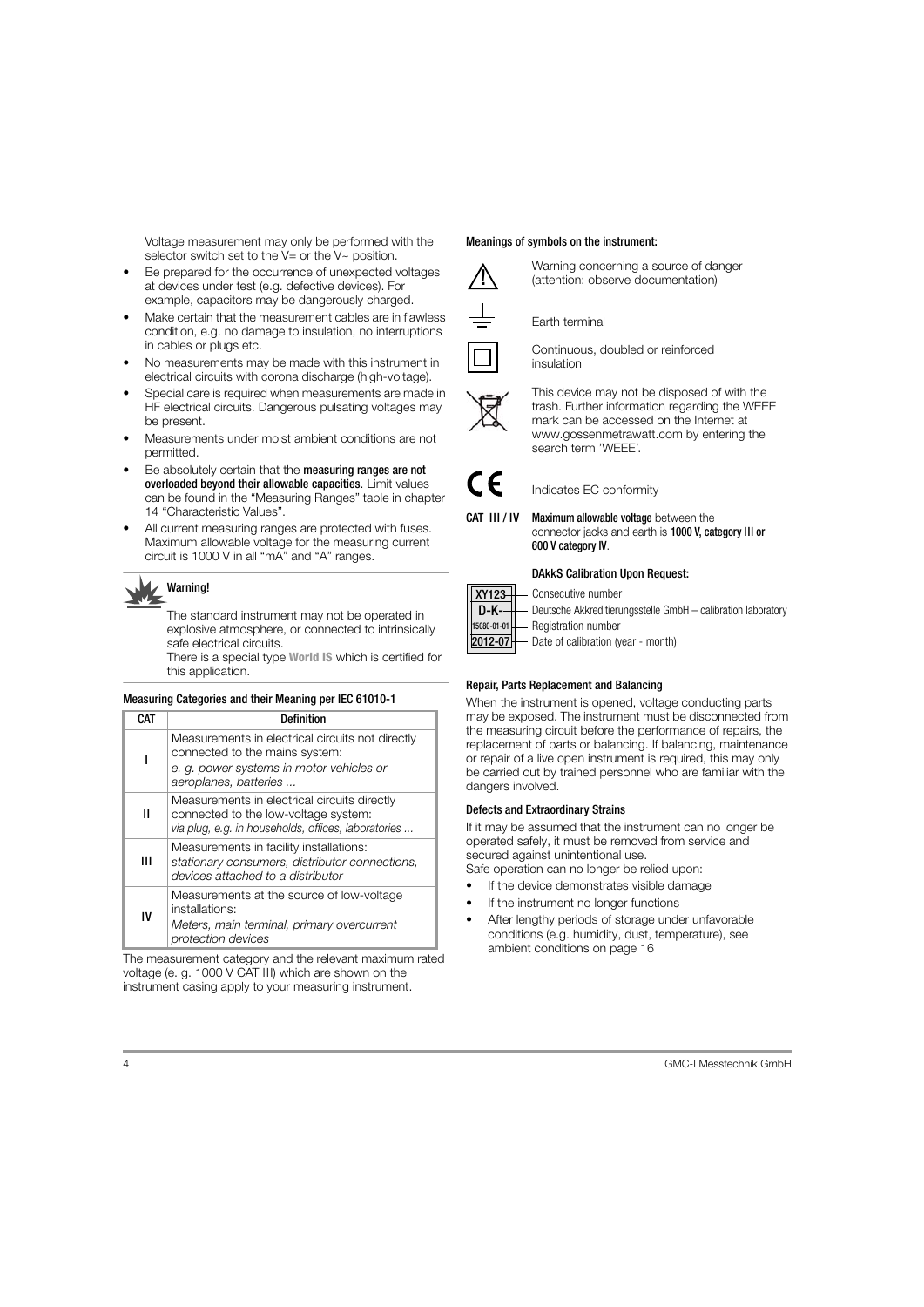Voltage measurement may only be performed with the selector switch set to the V= or the V~ position.

- Be prepared for the occurrence of unexpected voltages at devices under test (e.g. defective devices). For example, capacitors may be dangerously charged.
- Make certain that the measurement cables are in flawless condition, e.g. no damage to insulation, no interruptions in cables or plugs etc.
- No measurements may be made with this instrument in electrical circuits with corona discharge (high-voltage).
- Special care is required when measurements are made in HF electrical circuits. Dangerous pulsating voltages may be present.
- Measurements under moist ambient conditions are not permitted.
- Be absolutely certain that the **measuring ranges are not overloaded beyond their allowable capacities**. Limit values can be found in the "Measuring Ranges" table in chapter 14 "Characteristic Values".
- All current measuring ranges are protected with fuses. Maximum allowable voltage for the measuring current circuit is 1000 V in all "mA" and "A" ranges.

**Warning!**

The standard instrument may not be operated in explosive atmosphere, or connected to intrinsically safe electrical circuits.
There is a special type **World IS** which is certified for this application.

#### Measuring Categories and their Meaning per IEC 61010-1

| CAT | Definition |
|---|---|
| I | Measurements in electrical circuits not directly connected to the mains system: *e. g. power systems in motor vehicles or aeroplanes, batteries ...* |
| II | Measurements in electrical circuits directly connected to the low-voltage system: *via plug, e.g. in households, offices, laboratories ...* |
| III | Measurements in facility installations: *stationary consumers, distributor connections, devices attached to a distributor* |
| IV | Measurements at the source of low-voltage installations: *Meters, main terminal, primary overcurrent protection devices* |

The measurement category and the relevant maximum rated voltage (e. g. 1000 V CAT III) which are shown on the instrument casing apply to your measuring instrument.

#### Meanings of symbols on the instrument:

Warning concerning a source of danger (attention: observe documentation)

Earth terminal

Continuous, doubled or reinforced insulation

This device may not be disposed of with the trash. Further information regarding the WEEE mark can be accessed on the Internet at www.gossenmetrawatt.com by entering the search term 'WEEE'.

Indicates EC conformity

CAT III / IV **Maximum allowable voltage** between the connector jacks and earth is **1000 V, category III or 600 V category IV**.

#### DAkkS Calibration Upon Request:

- XY123 — Consecutive number
- D-K- — Deutsche Akkreditierungsstelle GmbH – calibration laboratory
- 15080-01-01 — Registration number
- 2012-07 — Date of calibration (year - month)

#### Repair, Parts Replacement and Balancing

When the instrument is opened, voltage conducting parts may be exposed. The instrument must be disconnected from the measuring circuit before the performance of repairs, the replacement of parts or balancing. If balancing, maintenance or repair of a live open instrument is required, this may only be carried out by trained personnel who are familiar with the dangers involved.

#### Defects and Extraordinary Strains

If it may be assumed that the instrument can no longer be operated safely, it must be removed from service and secured against unintentional use.
Safe operation can no longer be relied upon:

- If the device demonstrates visible damage
- If the instrument no longer functions
- After lengthy periods of storage under unfavorable conditions (e.g. humidity, dust, temperature), see ambient conditions on page 16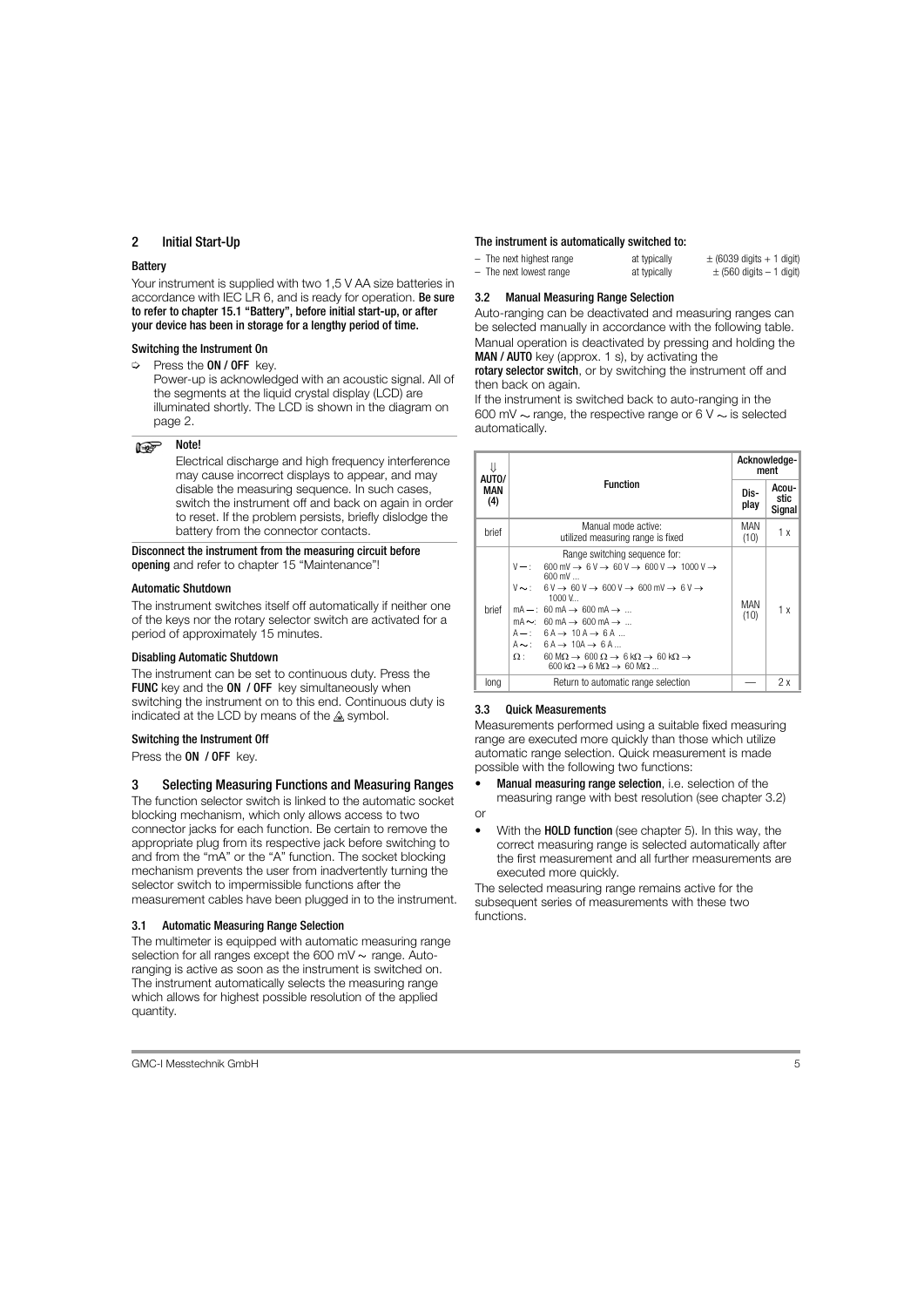## 2 Initial Start-Up

### Battery

Your instrument is supplied with two 1,5 V AA size batteries in accordance with IEC LR 6, and is ready for operation. **Be sure to refer to chapter 15.1 "Battery", before initial start-up, or after your device has been in storage for a lengthy period of time.**

### Switching the Instrument On

➭ Press the **ON / OFF** key.
Power-up is acknowledged with an acoustic signal. All of the segments at the liquid crystal display (LCD) are illuminated shortly. The LCD is shown in the diagram on page 2.

**Note!**

Electrical discharge and high frequency interference may cause incorrect displays to appear, and may disable the measuring sequence. In such cases, switch the instrument off and back on again in order to reset. If the problem persists, briefly dislodge the battery from the connector contacts.

**Disconnect the instrument from the measuring circuit before opening** and refer to chapter 15 "Maintenance"!

### Automatic Shutdown

The instrument switches itself off automatically if neither one of the keys nor the rotary selector switch are activated for a period of approximately 15 minutes.

### Disabling Automatic Shutdown

The instrument can be set to continuous duty. Press the **FUNC** key and the **ON / OFF** key simultaneously when switching the instrument on to this end. Continuous duty is indicated at the LCD by means of the symbol.

### Switching the Instrument Off

Press the **ON / OFF** key.

## 3 Selecting Measuring Functions and Measuring Ranges

The function selector switch is linked to the automatic socket blocking mechanism, which only allows access to two connector jacks for each function. Be certain to remove the appropriate plug from its respective jack before switching to and from the "mA" or the "A" function. The socket blocking mechanism prevents the user from inadvertently turning the selector switch to impermissible functions after the measurement cables have been plugged in to the instrument.

### 3.1 Automatic Measuring Range Selection

The multimeter is equipped with automatic measuring range selection for all ranges except the 600 mV ~ range. Auto-ranging is active as soon as the instrument is switched on. The instrument automatically selects the measuring range which allows for highest possible resolution of the applied quantity.

**The instrument is automatically switched to:**

| | | |
|---|---|---|
| – The next highest range | at typically | ± (6039 digits + 1 digit) |
| – The next lowest range | at typically | ± (560 digits – 1 digit) |

### 3.2 Manual Measuring Range Selection

Auto-ranging can be deactivated and measuring ranges can be selected manually in accordance with the following table. Manual operation is deactivated by pressing and holding the **MAN / AUTO** key (approx. 1 s), by activating the **rotary selector switch**, or by switching the instrument off and then back on again.

If the instrument is switched back to auto-ranging in the 600 mV ~ range, the respective range or 6 V ~ is selected automatically.

| ⇓ AUTO/ MAN (4) | Function | Acknowledgement | |
|---|---|---|---|
| | | Display | Acoustic Signal |
| brief | Manual mode active: utilized measuring range is fixed | MAN (10) | 1 x |
| brief | Range switching sequence for:<br>V ⎓ : 600 mV → 6 V → 60 V → 600 V → 1000 V → 600 mV ...<br>V ~ : 6 V → 60 V → 600 V → 600 mV → 6 V → 1000 V...<br>mA ⎓ : 60 mA → 600 mA → ...<br>mA ~ : 60 mA → 600 mA → ...<br>A ⎓ : 6 A → 10 A → 6 A ...<br>A ~ : 6 A → 10A → 6 A ...<br>Ω : 60 MΩ → 600 Ω → 6 kΩ → 60 kΩ → 600 kΩ → 6 MΩ → 60 MΩ ... | MAN (10) | 1 x |
| long | Return to automatic range selection | — | 2 x |

### 3.3 Quick Measurements

Measurements performed using a suitable fixed measuring range are executed more quickly than those which utilize automatic range selection. Quick measurement is made possible with the following two functions:

- **Manual measuring range selection**, i.e. selection of the measuring range with best resolution (see chapter 3.2)

or

- With the **HOLD function** (see chapter 5). In this way, the correct measuring range is selected automatically after the first measurement and all further measurements are executed more quickly.

The selected measuring range remains active for the subsequent series of measurements with these two functions.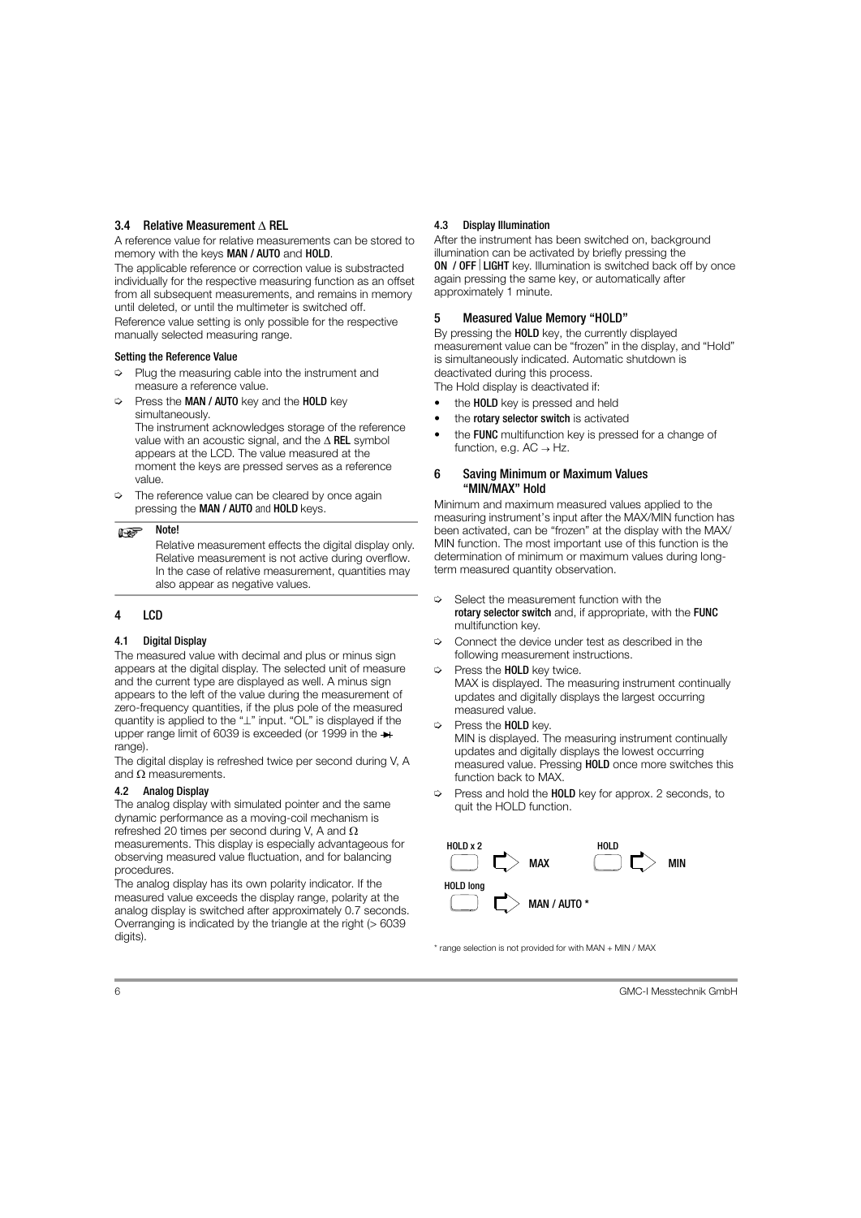## 3.4 Relative Measurement Δ REL

A reference value for relative measurements can be stored to memory with the keys **MAN / AUTO** and **HOLD**.

The applicable reference or correction value is substracted individually for the respective measuring function as an offset from all subsequent measurements, and remains in memory until deleted, or until the multimeter is switched off.

Reference value setting is only possible for the respective manually selected measuring range.

#### Setting the Reference Value

- ➩ Plug the measuring cable into the instrument and measure a reference value.
- ➩ Press the **MAN / AUTO** key and the **HOLD** key simultaneously.
  The instrument acknowledges storage of the reference value with an acoustic signal, and the Δ **REL** symbol appears at the LCD. The value measured at the moment the keys are pressed serves as a reference value.
- ➩ The reference value can be cleared by once again pressing the **MAN / AUTO** and **HOLD** keys.

> **Note!**
> Relative measurement effects the digital display only. Relative measurement is not active during overflow. In the case of relative measurement, quantities may also appear as negative values.

## 4 LCD

### 4.1 Digital Display

The measured value with decimal and plus or minus sign appears at the digital display. The selected unit of measure and the current type are displayed as well. A minus sign appears to the left of the value during the measurement of zero-frequency quantities, if the plus pole of the measured quantity is applied to the "⊥" input. "OL" is displayed if the upper range limit of 6039 is exceeded (or 1999 in the ⯈| range).

The digital display is refreshed twice per second during V, A and Ω measurements.

### 4.2 Analog Display

The analog display with simulated pointer and the same dynamic performance as a moving-coil mechanism is refreshed 20 times per second during V, A and Ω measurements. This display is especially advantageous for observing measured value fluctuation, and for balancing procedures.

The analog display has its own polarity indicator. If the measured value exceeds the display range, polarity at the analog display is switched after approximately 0.7 seconds. Overranging is indicated by the triangle at the right (> 6039 digits).

### 4.3 Display Illumination

After the instrument has been switched on, background illumination can be activated by briefly pressing the **ON / OFF | LIGHT** key. Illumination is switched back off by once again pressing the same key, or automatically after approximately 1 minute.

## 5 Measured Value Memory "HOLD"

By pressing the **HOLD** key, the currently displayed measurement value can be "frozen" in the display, and "Hold" is simultaneously indicated. Automatic shutdown is deactivated during this process.

The Hold display is deactivated if:

- the **HOLD** key is pressed and held
- the **rotary selector switch** is activated
- the **FUNC** multifunction key is pressed for a change of function, e.g. AC → Hz.

## 6 Saving Minimum or Maximum Values "MIN/MAX" Hold

Minimum and maximum measured values applied to the measuring instrument's input after the MAX/MIN function has been activated, can be "frozen" at the display with the MAX/ MIN function. The most important use of this function is the determination of minimum or maximum values during long-term measured quantity observation.

- ➩ Select the measurement function with the **rotary selector switch** and, if appropriate, with the **FUNC** multifunction key.
- ➩ Connect the device under test as described in the following measurement instructions.
- ➩ Press the **HOLD** key twice.
  MAX is displayed. The measuring instrument continually updates and digitally displays the largest occurring measured value.
- ➩ Press the **HOLD** key.
  MIN is displayed. The measuring instrument continually updates and digitally displays the lowest occurring measured value. Pressing **HOLD** once more switches this function back to MAX.
- ➩ Press and hold the **HOLD** key for approx. 2 seconds, to quit the HOLD function.

**HOLD x 2** ⇨ **MAX**  **HOLD** ⇨ **MIN**

**HOLD long** ⇨ **MAN / AUTO** *

\* range selection is not provided for with MAN + MIN / MAX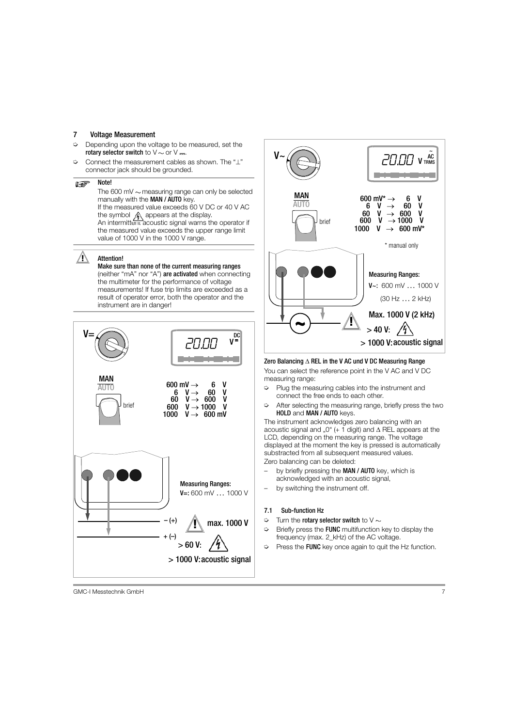## 7 Voltage Measurement

- Depending upon the voltage to be measured, set the **rotary selector switch** to V ~ or V ⎓.
- Connect the measurement cables as shown. The "⊥" connector jack should be grounded.

**Note!**

The 600 mV ~ measuring range can only be selected manually with the **MAN / AUTO** key.
If the measured value exceeds 60 V DC or 40 V AC the symbol ⚡ appears at the display.
An intermittent acoustic signal warns the operator if the measured value exceeds the upper range limit value of 1000 V in the 1000 V range.

**Attention!**

**Make sure than none of the current measuring ranges** (neither "mA" nor "A") **are activated** when connecting the multimeter for the performance of voltage measurements! If fuse trip limits are exceeded as a result of operator error, both the operator and the instrument are in danger!

V= 20.00 V DC

MAN / AUTO brief

600 mV → 6 V
6 V → 60 V
60 V → 600 V
600 V → 1000 V
1000 V → 600 mV

Measuring Ranges:
V=: 600 mV … 1000 V

– (+)
+ (–)

max. 1000 V
> 60 V: ⚡
> 1000 V: acoustic signal

V~ 20.00 V AC TRMS

MAN / AUTO brief

600 mV* → 6 V
6 V → 60 V
60 V → 600 V
600 V → 1000 V
1000 V → 600 mV*

\* manual only

Measuring Ranges:
V~: 600 mV … 1000 V
(30 Hz … 2 kHz)

Max. 1000 V (2 kHz)
> 40 V: ⚡
> 1000 V: acoustic signal

**Zero Balancing Δ REL in the V AC und V DC Measuring Range**

You can select the reference point in the V AC and V DC measuring range:

- Plug the measuring cables into the instrument and connect the free ends to each other.
- After selecting the measuring range, briefly press the two **HOLD** and **MAN / AUTO** keys.

The instrument acknowledges zero balancing with an acoustic signal and „0" (+ 1 digit) and Δ REL appears at the LCD, depending on the measuring range. The voltage displayed at the moment the key is pressed is automatically substracted from all subsequent measured values.
Zero balancing can be deleted:

- by briefly pressing the **MAN / AUTO** key, which is acknowledged with an acoustic signal,
- by switching the instrument off.

### 7.1 Sub-function Hz

- Turn the **rotary selector switch** to V ~
- Briefly press the **FUNC** multifunction key to display the frequency (max. 2_kHz) of the AC voltage.
- Press the **FUNC** key once again to quit the Hz function.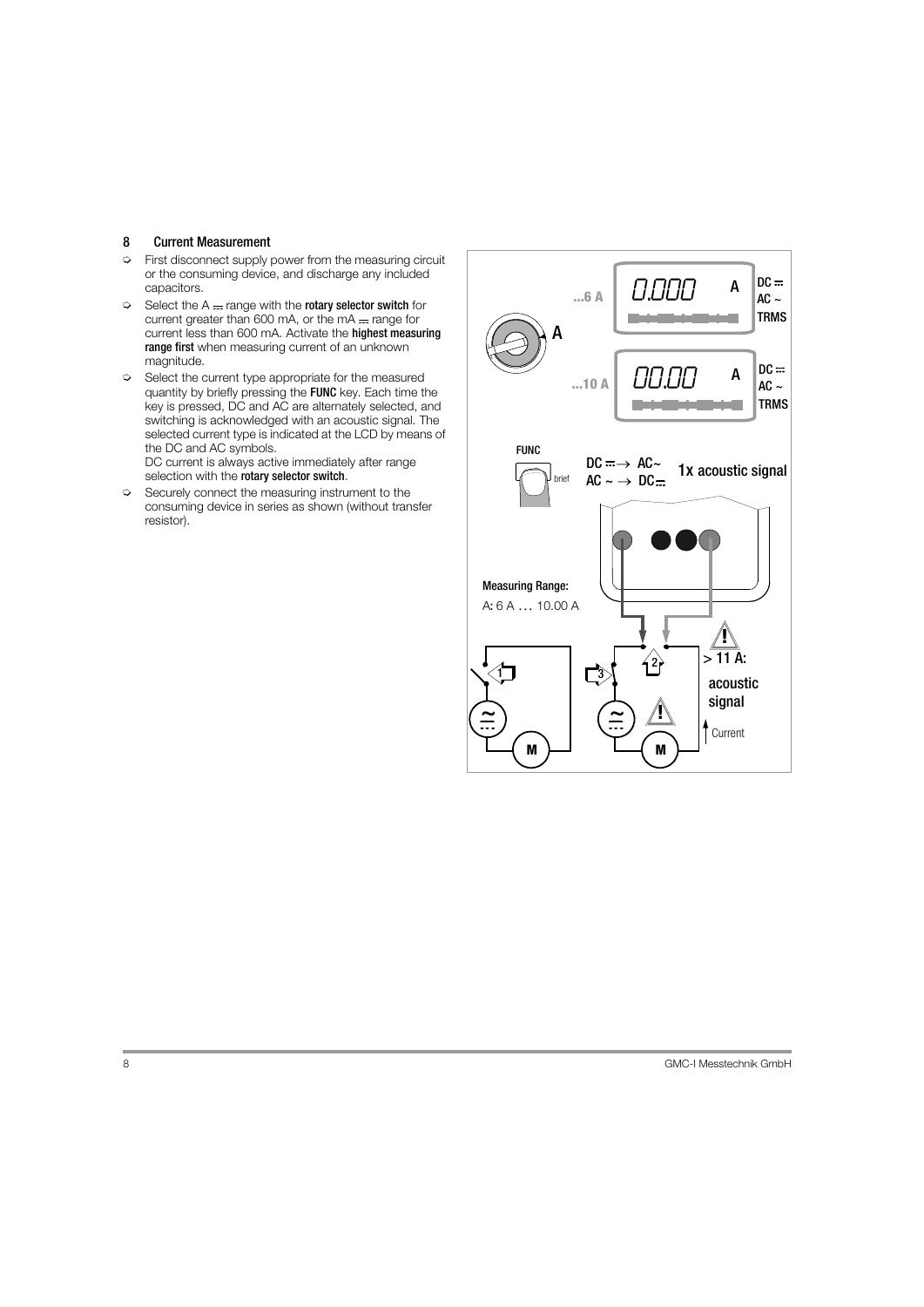## 8 Current Measurement

- First disconnect supply power from the measuring circuit or the consuming device, and discharge any included capacitors.
- Select the A ⎓ range with the **rotary selector switch** for current greater than 600 mA, or the mA ⎓ range for current less than 600 mA. Activate the **highest measuring range first** when measuring current of an unknown magnitude.
- Select the current type appropriate for the measured quantity by briefly pressing the **FUNC** key. Each time the key is pressed, DC and AC are alternately selected, and switching is acknowledged with an acoustic signal. The selected current type is indicated at the LCD by means of the DC and AC symbols.
  DC current is always active immediately after range selection with the **rotary selector switch**.
- Securely connect the measuring instrument to the consuming device in series as shown (without transfer resistor).

**Measuring Range:**
A: 6 A … 10.00 A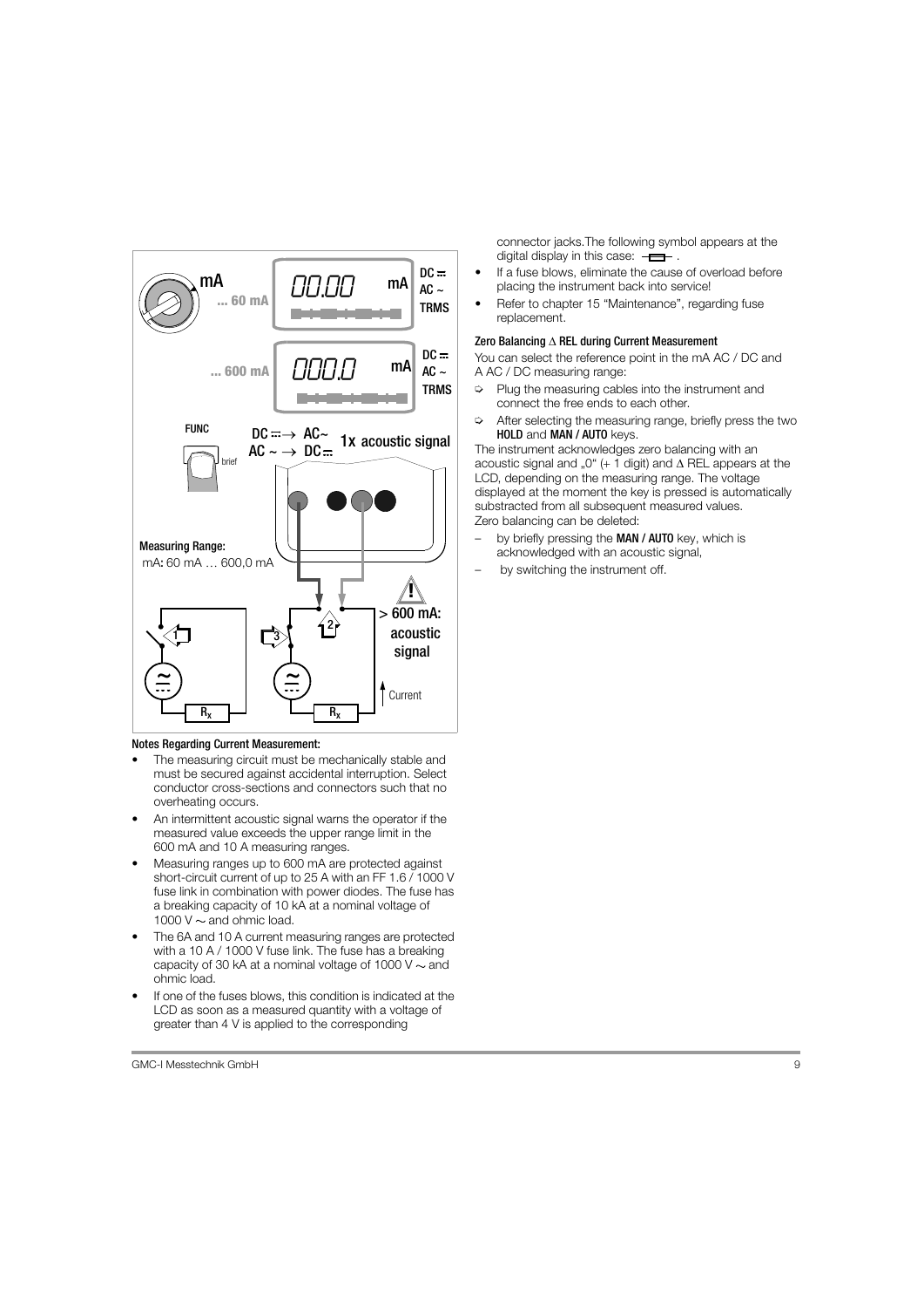**Notes Regarding Current Measurement:**

- The measuring circuit must be mechanically stable and must be secured against accidental interruption. Select conductor cross-sections and connectors such that no overheating occurs.
- An intermittent acoustic signal warns the operator if the measured value exceeds the upper range limit in the 600 mA and 10 A measuring ranges.
- Measuring ranges up to 600 mA are protected against short-circuit current of up to 25 A with an FF 1.6 / 1000 V fuse link in combination with power diodes. The fuse has a breaking capacity of 10 kA at a nominal voltage of 1000 V ~ and ohmic load.
- The 6A and 10 A current measuring ranges are protected with a 10 A / 1000 V fuse link. The fuse has a breaking capacity of 30 kA at a nominal voltage of 1000 V ~ and ohmic load.
- If one of the fuses blows, this condition is indicated at the LCD as soon as a measured quantity with a voltage of greater than 4 V is applied to the corresponding connector jacks.The following symbol appears at the digital display in this case: ─▭─ .
- If a fuse blows, eliminate the cause of overload before placing the instrument back into service!
- Refer to chapter 15 "Maintenance", regarding fuse replacement.

**Zero Balancing Δ REL during Current Measurement**

You can select the reference point in the mA AC / DC and A AC / DC measuring range:

➩ Plug the measuring cables into the instrument and connect the free ends to each other.

➩ After selecting the measuring range, briefly press the two **HOLD** and **MAN / AUTO** keys.

The instrument acknowledges zero balancing with an acoustic signal and „0" (± 1 digit) and Δ REL appears at the LCD, depending on the measuring range. The voltage displayed at the moment the key is pressed is automatically substracted from all subsequent measured values.
Zero balancing can be deleted:

– by briefly pressing the **MAN / AUTO** key, which is acknowledged with an acoustic signal,
– by switching the instrument off.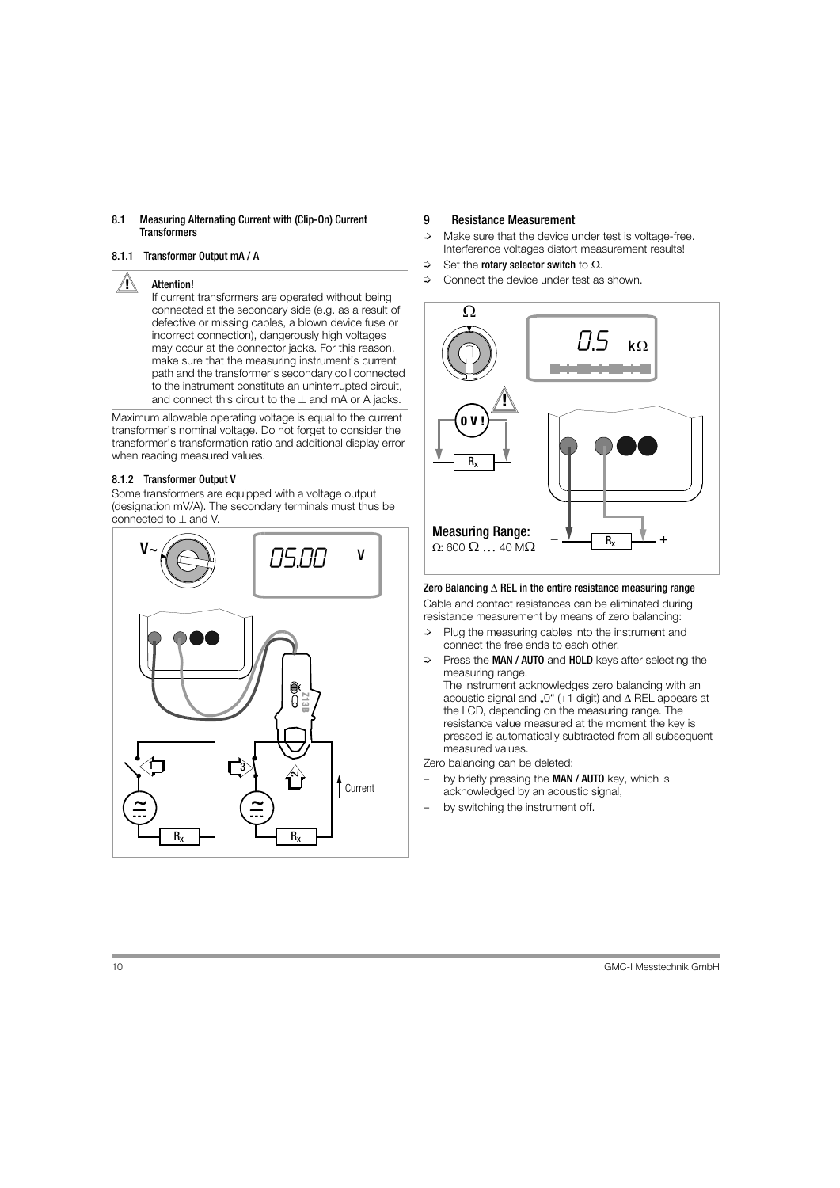### 8.1 Measuring Alternating Current with (Clip-On) Current Transformers

#### 8.1.1 Transformer Output mA / A

**Attention!**

If current transformers are operated without being connected at the secondary side (e.g. as a result of defective or missing cables, a blown device fuse or incorrect connection), dangerously high voltages may occur at the connector jacks. For this reason, make sure that the measuring instrument's current path and the transformer's secondary coil connected to the instrument constitute an uninterrupted circuit, and connect this circuit to the ⊥ and mA or A jacks.

Maximum allowable operating voltage is equal to the current transformer's nominal voltage. Do not forget to consider the transformer's transformation ratio and additional display error when reading measured values.

#### 8.1.2 Transformer Output V

Some transformers are equipped with a voltage output (designation mV/A). The secondary terminals must thus be connected to ⊥ and V.

## 9 Resistance Measurement

- Make sure that the device under test is voltage-free. Interference voltages distort measurement results!
- Set the **rotary selector switch** to Ω.
- Connect the device under test as shown.

Measuring Range:
Ω: 600 Ω … 40 MΩ

**Zero Balancing Δ REL in the entire resistance measuring range**

Cable and contact resistances can be eliminated during resistance measurement by means of zero balancing:

- Plug the measuring cables into the instrument and connect the free ends to each other.
- Press the **MAN / AUTO** and **HOLD** keys after selecting the measuring range.
  The instrument acknowledges zero balancing with an acoustic signal and „0" (+1 digit) and Δ REL appears at the LCD, depending on the measuring range. The resistance value measured at the moment the key is pressed is automatically subtracted from all subsequent measured values.

Zero balancing can be deleted:

- by briefly pressing the **MAN / AUTO** key, which is acknowledged by an acoustic signal,
- by switching the instrument off.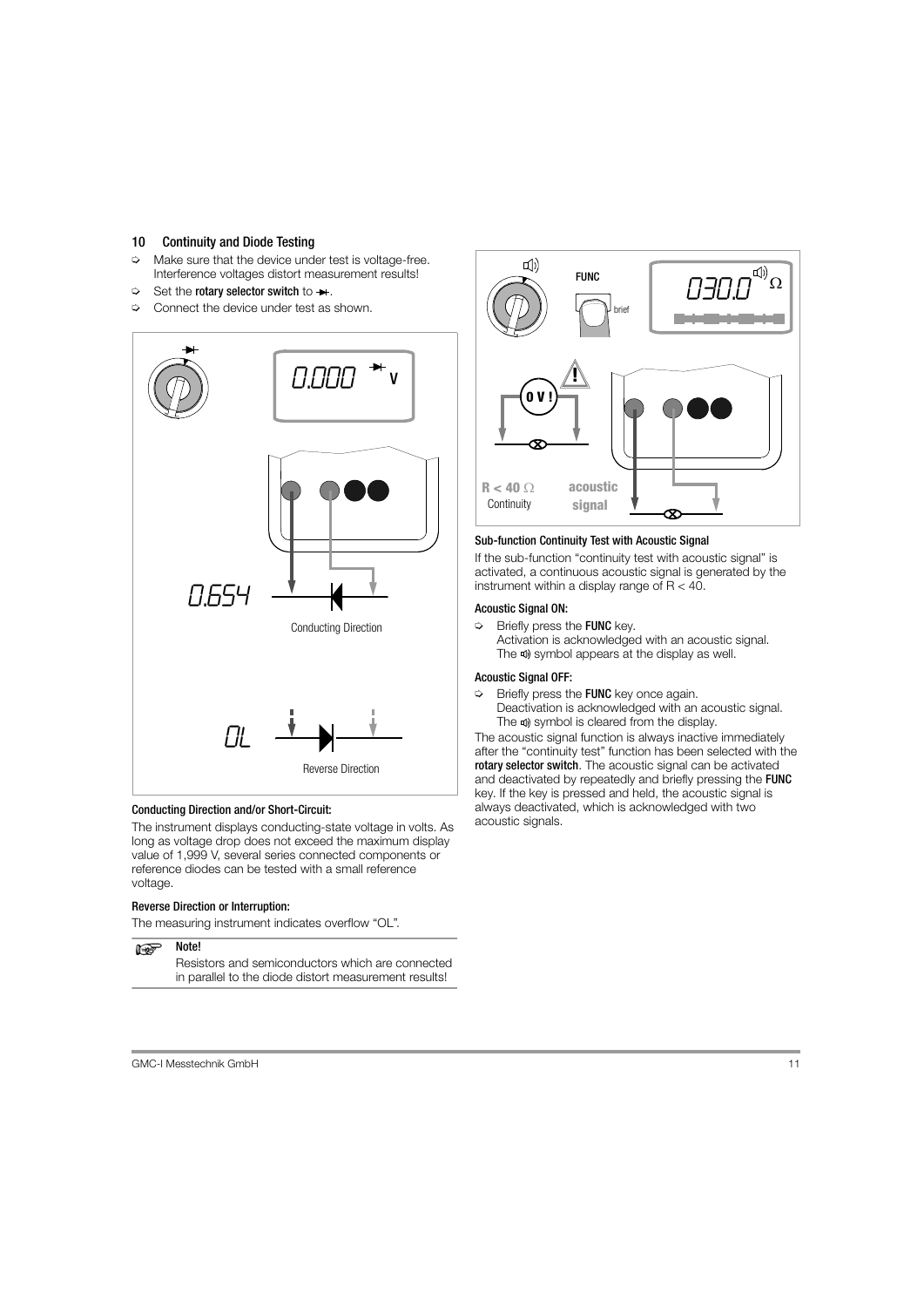## 10 Continuity and Diode Testing

- ➩ Make sure that the device under test is voltage-free. Interference voltages distort measurement results!
- ➩ Set the **rotary selector switch** to ⏩.
- ➩ Connect the device under test as shown.

0.000 V

0.654

Conducting Direction

OL

Reverse Direction

#### Conducting Direction and/or Short-Circuit:

The instrument displays conducting-state voltage in volts. As long as voltage drop does not exceed the maximum display value of 1,999 V, several series connected components or reference diodes can be tested with a small reference voltage.

#### Reverse Direction or Interruption:

The measuring instrument indicates overflow "OL".

**Note!**
Resistors and semiconductors which are connected in parallel to the diode distort measurement results!

FUNC brief

030.0 Ω

0 V !

R < 40 Ω Continuity

acoustic signal

#### Sub-function Continuity Test with Acoustic Signal

If the sub-function "continuity test with acoustic signal" is activated, a continuous acoustic signal is generated by the instrument within a display range of R < 40.

#### Acoustic Signal ON:

- ➩ Briefly press the **FUNC** key.
  Activation is acknowledged with an acoustic signal. The 🔊 symbol appears at the display as well.

#### Acoustic Signal OFF:

- ➩ Briefly press the **FUNC** key once again.
  Deactivation is acknowledged with an acoustic signal. The 🔊 symbol is cleared from the display.

The acoustic signal function is always inactive immediately after the "continuity test" function has been selected with the **rotary selector switch**. The acoustic signal can be activated and deactivated by repeatedly and briefly pressing the **FUNC** key. If the key is pressed and held, the acoustic signal is always deactivated, which is acknowledged with two acoustic signals.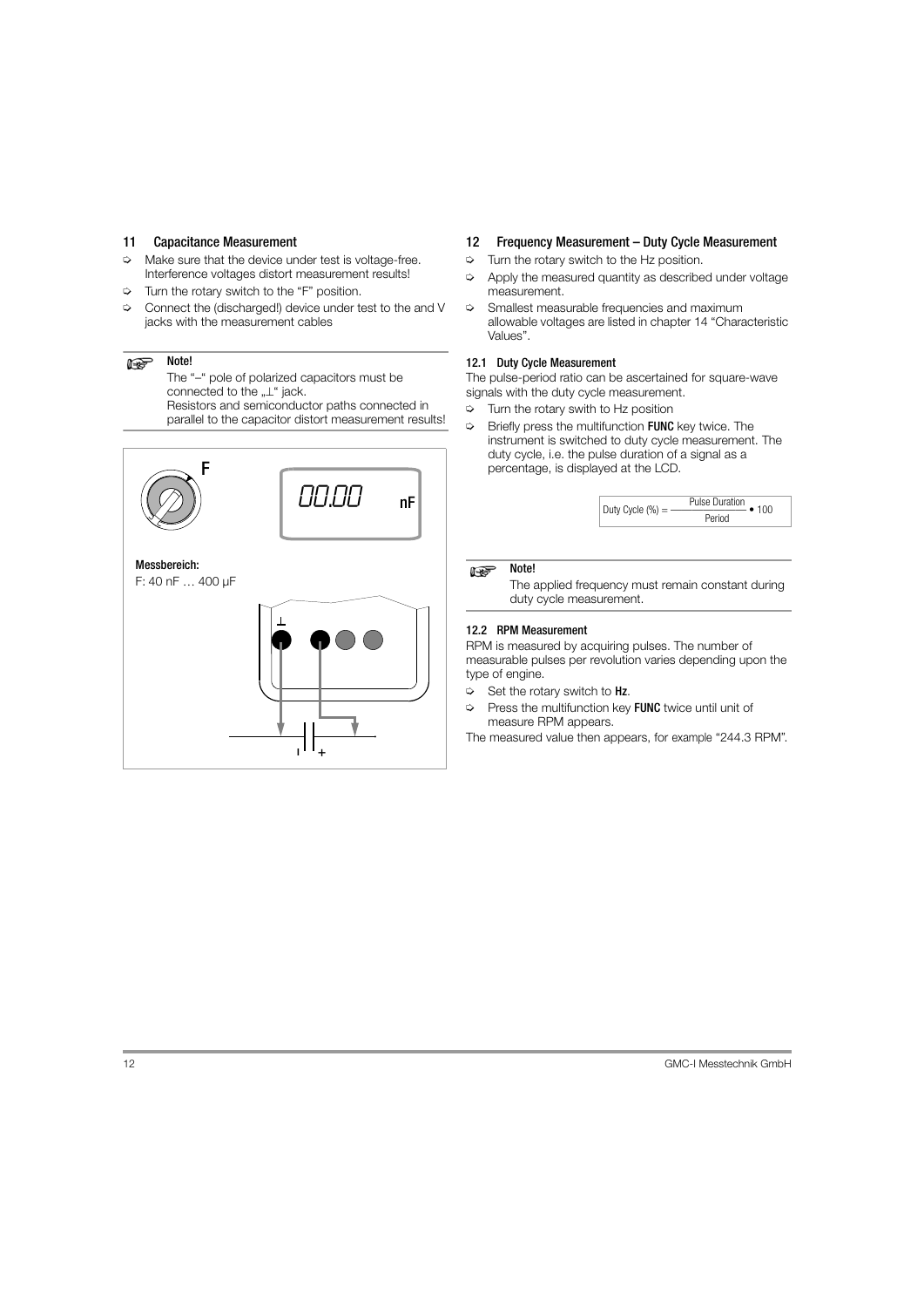## 11 Capacitance Measurement

- ➭ Make sure that the device under test is voltage-free. Interference voltages distort measurement results!
- ➭ Turn the rotary switch to the "F" position.
- ➭ Connect the (discharged!) device under test to the and V jacks with the measurement cables

**Note!**
The "–" pole of polarized capacitors must be connected to the „⊥" jack.
Resistors and semiconductor paths connected in parallel to the capacitor distort measurement results!

F

00.00 nF

**Messbereich:**
F: 40 nF … 400 µF

## 12 Frequency Measurement – Duty Cycle Measurement

- ➭ Turn the rotary switch to the Hz position.
- ➭ Apply the measured quantity as described under voltage measurement.
- ➭ Smallest measurable frequencies and maximum allowable voltages are listed in chapter 14 "Characteristic Values".

### 12.1 Duty Cycle Measurement

The pulse-period ratio can be ascertained for square-wave signals with the duty cycle measurement.

- ➭ Turn the rotary swith to Hz position
- ➭ Briefly press the multifunction **FUNC** key twice. The instrument is switched to duty cycle measurement. The duty cycle, i.e. the pulse duration of a signal as a percentage, is displayed at the LCD.

$$\text{Duty Cycle (\%)} = \frac{\text{Pulse Duration}}{\text{Period}} \bullet 100$$

**Note!**
The applied frequency must remain constant during duty cycle measurement.

### 12.2 RPM Measurement

RPM is measured by acquiring pulses. The number of measurable pulses per revolution varies depending upon the type of engine.

- ➭ Set the rotary switch to **Hz**.
- ➭ Press the multifunction key **FUNC** twice until unit of measure RPM appears.

The measured value then appears, for example "244.3 RPM".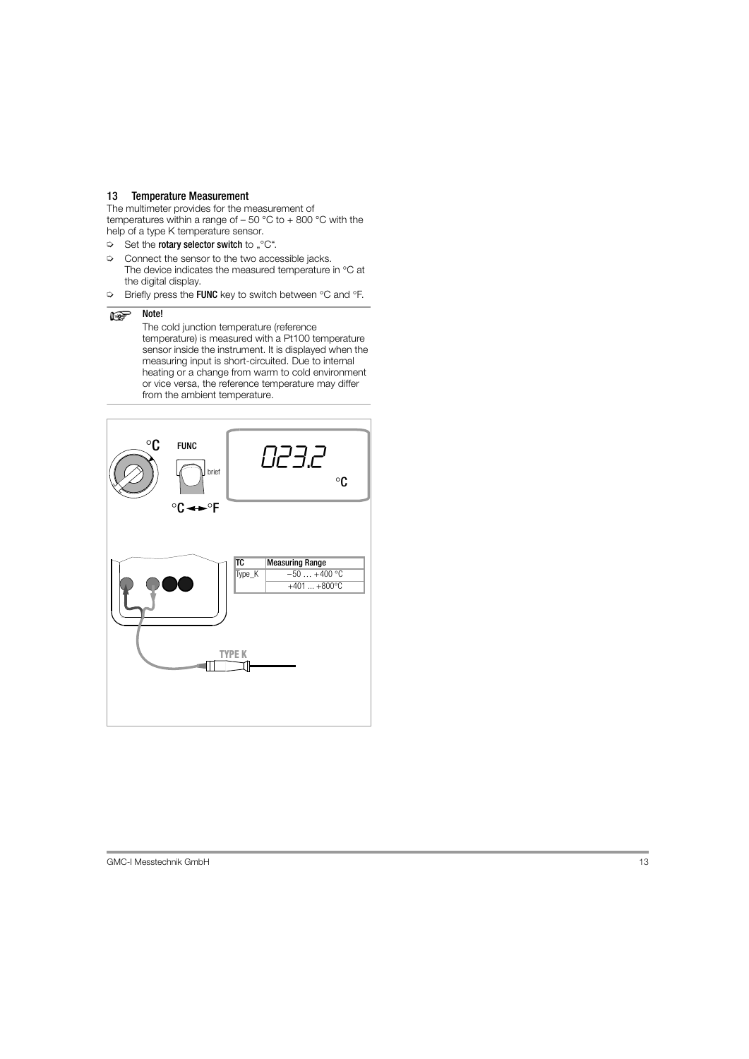## 13 Temperature Measurement

The multimeter provides for the measurement of temperatures within a range of – 50 °C to + 800 °C with the help of a type K temperature sensor.

- ➭ Set the **rotary selector switch** to „°C".
- ➭ Connect the sensor to the two accessible jacks. The device indicates the measured temperature in °C at the digital display.
- ➭ Briefly press the **FUNC** key to switch between °C and °F.

**Note!**

The cold junction temperature (reference temperature) is measured with a Pt100 temperature sensor inside the instrument. It is displayed when the measuring input is short-circuited. Due to internal heating or a change from warm to cold environment or vice versa, the reference temperature may differ from the ambient temperature.

°C FUNC brief °C ◂▸ °F

023.2 °C

| TC | Measuring Range |
|---|---|
| Type_K | −50 … +400 °C |
| | +401 ... +800°C |

TYPE K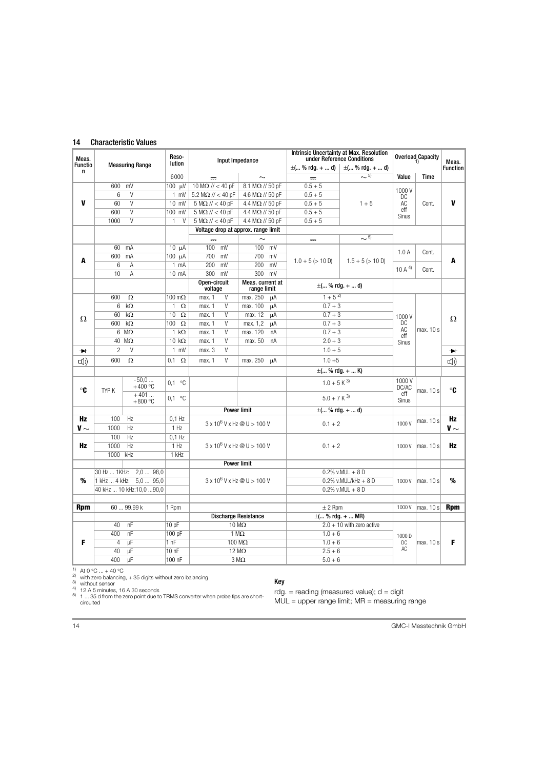## 14 Characteristic Values

| Meas. Function | Measuring Range | | Resolution | Input Impedance | | Intrinsic Uncertainty at Max. Resolution under Reference Conditions | | Overload Capacity [1] | | Meas. Function |
|---|---|---|---|---|---|---|---|---|---|---|
| | | | | | | ±(... % rdg. + ... d) | ±(... % rdg. + ... d) | | | |
| | | | 6000 | ⎓ | ~ | ⎓ | ~ [5] | Value | Time | |
| **V** | 600 mV | | 100 µV | 10 MΩ // < 40 pF | 8.1 MΩ // 50 pF | 0.5 + 5 | 1 + 5 | 1000 V DC AC eff Sinus | Cont. | **V** |
| | 6 V | | 1 mV | 5.2 MΩ // < 40 pF | 4.6 MΩ // 50 pF | 0.5 + 5 | | | | |
| | 60 V | | 10 mV | 5 MΩ // < 40 pF | 4.4 MΩ // 50 pF | 0.5 + 5 | | | | |
| | 600 V | | 100 mV | 5 MΩ // < 40 pF | 4.4 MΩ // 50 pF | 0.5 + 5 | | | | |
| | 1000 V | | 1 V | 5 MΩ // < 40 pF | 4.4 MΩ // 50 pF | 0.5 + 5 | | | | |
| | | | | Voltage drop at approx. range limit | | | | | | |
| | | | | ⎓ | ~ | ⎓ | ~ [5] | | | |
| **A** | 60 mA | | 10 µA | 100 mV | 100 mV | 1.0 + 5 (> 10 D) | 1.5 + 5 (> 10 D) | 1.0 A | Cont. | **A** |
| | 600 mA | | 100 µA | 700 mV | 700 mV | | | | | |
| | 6 A | | 1 mA | 200 mV | 200 mV | | | 10 A [4] | Cont. | |
| | 10 A | | 10 mA | 300 mV | 300 mV | | | | | |
| | | | | Open-circuit voltage | Meas. current at range limit | ±(... % rdg. + ... d) | | | | |
| Ω | 600 Ω | | 100 mΩ | max. 1 V | max. 250 µA | 1 + 5 [2] | | 1000 V DC AC eff Sinus | max. 10 s | Ω |
| | 6 kΩ | | 1 Ω | max. 1 V | max. 100 µA | 0.7 + 3 | | | | |
| | 60 kΩ | | 10 Ω | max. 1 V | max. 12 µA | 0.7 + 3 | | | | |
| | 600 kΩ | | 100 Ω | max. 1 V | max. 1,2 µA | 0.7 + 3 | | | | |
| | 6 MΩ | | 1 kΩ | max. 1 V | max. 120 nA | 0.7 + 3 | | | | |
| | 40 MΩ | | 10 kΩ | max. 1 V | max. 50 nA | 2.0 + 3 | | | | |
| ⯈ | 2 V | | 1 mV | max. 3 V | | 1.0 + 5 | | | | ⯈ |
| 🔈 | 600 Ω | | 0.1 Ω | max. 1 V | max. 250 µA | 1.0 +5 | | | | 🔈 |
| | | | | | | ±(... % rdg. + ... K) | | | | |
| **°C** | TYP K | -50,0 ... +400 °C | 0,1 °C | | | 1.0 + 5 K [3] | | 1000 V DC/AC eff Sinus | max. 10 s | **°C** |
| | | +401 ... +800 °C | 0,1 °C | | | 5.0 + 7 K [3] | | | | |
| | | | | Power limit | | ±(... % rdg. + ... d) | | | | |
| **Hz** | 100 Hz | | 0,1 Hz | $3 \times 10^6$ V x Hz @ U > 100 V | | 0.1 + 2 | | 1000 V | max. 10 s | **Hz** |
| **V ~** | 1000 Hz | | 1 Hz | | | | | | | **V ~** |
| **Hz** | 100 Hz | | 0,1 Hz | $3 \times 10^6$ V x Hz @ U > 100 V | | 0.1 + 2 | | 1000 V | max. 10 s | **Hz** |
| | 1000 Hz | | 1 Hz | | | | | | | |
| | 1000 kHz | | 1 kHz | | | | | | | |
| | | | | Power limit | | | | | | |
| **%** | 30 Hz ... 1KHz: 2,0 ... 98,0 | | | $3 \times 10^6$ V x Hz @ U > 100 V | | 0.2% v.MUL + 8 D | | 1000 V | max. 10 s | **%** |
| | 1 kHz ... 4 kHz: 5,0 ... 95,0 | | | | | 0.2% v.MUL/kHz + 8 D | | | | |
| | 40 kHz ... 10 kHz:10,0 ...90,0 | | | | | 0.2% v.MUL + 8 D | | | | |
| **Rpm** | 60 ... 99.99 k | | 1 Rpm | | | ± 2 Rpm | | 1000 V | max. 10 s | **Rpm** |
| | | | | Discharge Resistance | | ±(... % rdg. + ... MR) | | | | |
| **F** | 40 nF | | 10 pF | 10 MΩ | | 2.0 + 10 with zero active | | 1000 D DC AC | max. 10 s | **F** |
| | 400 nF | | 100 pF | 1 MΩ | | 1.0 + 6 | | | | |
| | 4 µF | | 1 nF | 100 MΩ | | 1.0 + 6 | | | | |
| | 40 µF | | 10 nF | 12 MΩ | | 2.5 + 6 | | | | |
| | 400 µF | | 100 nF | 3 MΩ | | 5.0 + 6 | | | | |

[1] At 0 °C ... + 40 °C
[2] with zero balancing, + 35 digits without zero balancing
[3] without sensor
[4] 12 A 5 minutes, 16 A 30 seconds
[5] 1 ... 35 d from the zero point due to TRMS converter when probe tips are short-circuited

**Key**

rdg. = reading (measured value); d = digit
MUL = upper range limit; MR = measuring range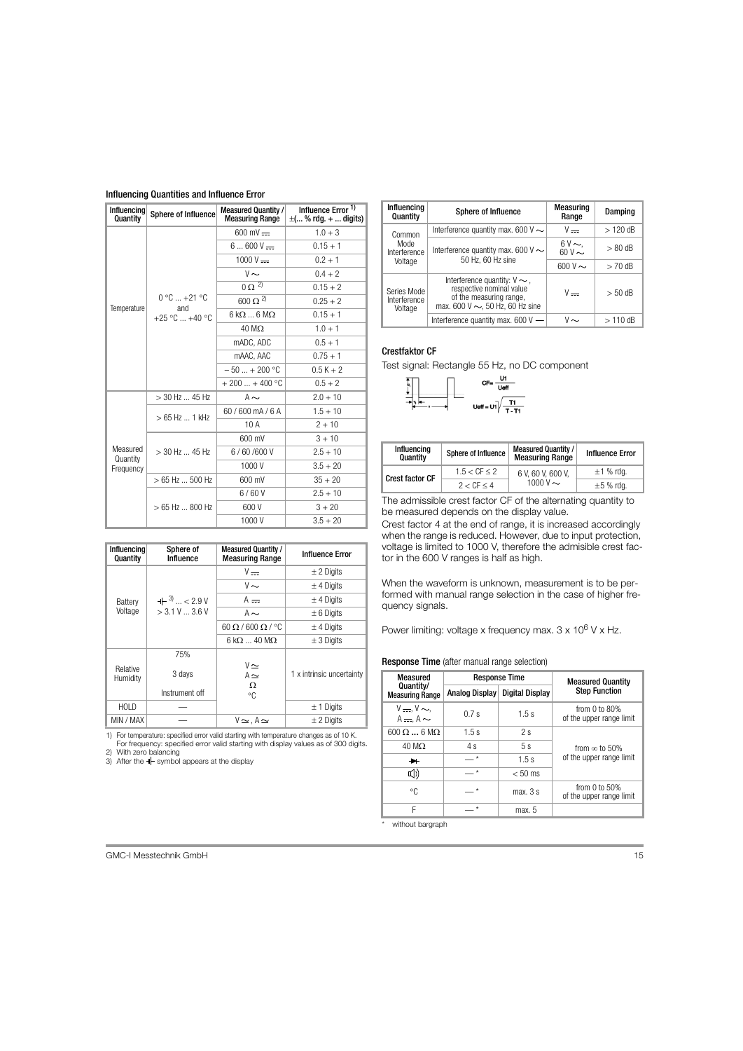## Influencing Quantities and Influence Error

| Influencing Quantity | Sphere of Influence | Measured Quantity / Measuring Range | Influence Error [1] ±(... % rdg. + ... digits) |
|---|---|---|---|
| Temperature | 0 °C ... +21 °C and +25 °C ... +40 °C | 600 mV ⎓ | 1.0 + 3 |
| | | 6 ... 600 V ⎓ | 0.15 + 1 |
| | | 1000 V ⎓ | 0.2 + 1 |
| | | V ~ | 0.4 + 2 |
| | | 0 Ω [2] | 0.15 + 2 |
| | | 600 Ω [2] | 0.25 + 2 |
| | | 6 kΩ ... 6 MΩ | 0.15 + 1 |
| | | 40 MΩ | 1.0 + 1 |
| | | mADC, ADC | 0.5 + 1 |
| | | mAAC, AAC | 0.75 + 1 |
| | | – 50 ... + 200 °C | 0.5 K + 2 |
| | | + 200 ... + 400 °C | 0.5 + 2 |
| Measured Quantity Frequency | > 30 Hz ... 45 Hz | A ~ | 2.0 + 10 |
| | > 65 Hz ... 1 kHz | 60 / 600 mA / 6 A | 1.5 + 10 |
| | | 10 A | 2 + 10 |
| | > 30 Hz ... 45 Hz | 600 mV | 3 + 10 |
| | | 6 / 60 /600 V | 2.5 + 10 |
| | | 1000 V | 3.5 + 20 |
| | > 65 Hz ... 500 Hz | 600 mV | 35 + 20 |
| | > 65 Hz ... 800 Hz | 6 / 60 V | 2.5 + 10 |
| | | 600 V | 3 + 20 |
| | | 1000 V | 3.5 + 20 |

| Influencing Quantity | Sphere of Influence | Measured Quantity / Measuring Range | Influence Error |
|---|---|---|---|
| Battery Voltage | ⊣⊢ [3] ... < 2.9 V > 3.1 V ... 3.6 V | V ⎓ | ± 2 Digits |
| | | V ~ | ± 4 Digits |
| | | A ⎓ | ± 4 Digits |
| | | A ~ | ± 6 Digits |
| | | 60 Ω / 600 Ω / °C | ± 4 Digits |
| | | 6 kΩ ... 40 MΩ | ± 3 Digits |
| Relative Humidity | 75% 3 days Instrument off | V ≃ A ≃ Ω °C | 1 x intrinsic uncertainty |
| HOLD | — | | ± 1 Digits |
| MIN / MAX | — | V ≃ , A ≃ | ± 2 Digits |

1) For temperature: specified error valid starting with temperature changes as of 10 K. For frequency: specified error valid starting with display values as of 300 digits.
2) With zero balancing
3) After the ⊣⊢ symbol appears at the display

| Influencing Quantity | Sphere of Influence | Measuring Range | Damping |
|---|---|---|---|
| Common Mode Interference Voltage | Interference quantity max. 600 V ~ | V ⎓ | > 120 dB |
| | Interference quantity max. 600 V ~ 50 Hz, 60 Hz sine | 6 V ~, 60 V ~ | > 80 dB |
| | | 600 V ~ | > 70 dB |
| Series Mode Interference Voltage | Interference quantity: V ~ , respective nominal value of the measuring range, max. 600 V ~, 50 Hz, 60 Hz sine | V ⎓ | > 50 dB |
| | Interference quantity max. 600 V — | V ~ | > 110 dB |

### Crestfaktor CF

Test signal: Rectangle 55 Hz, no DC component

$$CF = \frac{U1}{U_{eff}} \qquad U_{eff} = U1\sqrt{\frac{T1}{T - T1}}$$

| Influencing Quantity | Sphere of Influence | Measured Quantity / Measuring Range | Influence Error |
|---|---|---|---|
| Crest factor CF | 1.5 < CF ≤ 2 | 6 V, 60 V, 600 V, 1000 V ~ | ±1 % rdg. |
| | 2 < CF ≤ 4 | | ±5 % rdg. |

The admissible crest factor CF of the alternating quantity to be measured depends on the display value.

Crest factor 4 at the end of range, it is increased accordingly when the range is reduced. However, due to input protection, voltage is limited to 1000 V, therefore the admisible crest factor in the 600 V ranges is half as high.

When the waveform is unknown, measurement is to be performed with manual range selection in the case of higher frequency signals.

Power limiting: voltage x frequency max. 3 x $10^6$ V x Hz.

### Response Time (after manual range selection)

| Measured Quantity/ Measuring Range | Response Time | | Measured Quantity Step Function |
|---|---|---|---|
| | Analog Display | Digital Display | |
| V ⎓, V ~, A ⎓, A ~ | 0.7 s | 1.5 s | from 0 to 80% of the upper range limit |
| 600 Ω ... 6 MΩ | 1.5 s | 2 s | from ∞ to 50% of the upper range limit |
| 40 MΩ | 4 s | 5 s | |
| ⊳⊢ | — * | 1.5 s | |
| 🔊 | — * | < 50 ms | |
| °C | — * | max. 3 s | from 0 to 50% of the upper range limit |
| F | — * | max. 5 | |

\* without bargraph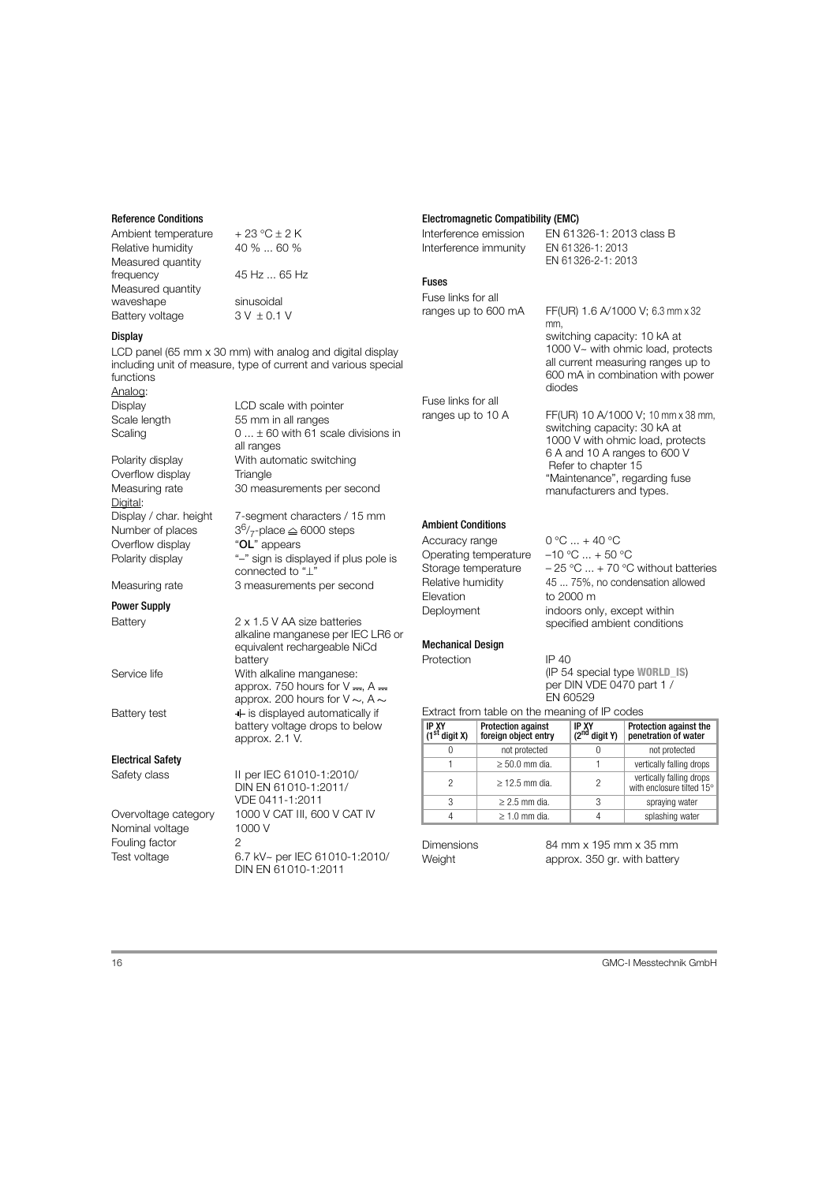### Reference Conditions

| | |
|---|---|
| Ambient temperature | + 23 °C ± 2 K |
| Relative humidity | 40 % ... 60 % |
| Measured quantity frequency | 45 Hz ... 65 Hz |
| Measured quantity waveshape | sinusoidal |
| Battery voltage | 3 V ± 0.1 V |

### Display

LCD panel (65 mm x 30 mm) with analog and digital display including unit of measure, type of current and various special functions

Analog:

| | |
|---|---|
| Display | LCD scale with pointer |
| Scale length | 55 mm in all ranges |
| Scaling | 0 ... ± 60 with 61 scale divisions in all ranges |
| Polarity display | With automatic switching |
| Overflow display | Triangle |
| Measuring rate | 30 measurements per second |

Digital:

| | |
|---|---|
| Display / char. height | 7-segment characters / 15 mm |
| Number of places | $3^6/_7$-place ≙ 6000 steps |
| Overflow display | "**OL**" appears |
| Polarity display | "–" sign is displayed if plus pole is connected to "⊥" |
| Measuring rate | 3 measurements per second |

### Power Supply

| | |
|---|---|
| Battery | 2 x 1.5 V AA size batteries alkaline manganese per IEC LR6 or equivalent rechargeable NiCd battery |
| Service life | With alkaline manganese: approx. 750 hours for V ⎓, A ⎓ approx. 200 hours for V ∼, A ∼ |
| Battery test | ⊣⊢ is displayed automatically if battery voltage drops to below approx. 2.1 V. |

### Electrical Safety

| | |
|---|---|
| Safety class | II per IEC 61010-1:2010/ DIN EN 61010-1:2011/ VDE 0411-1:2011 |
| Overvoltage category | 1000 V CAT III, 600 V CAT IV |
| Nominal voltage | 1000 V |
| Fouling factor | 2 |
| Test voltage | 6.7 kV~ per IEC 61010-1:2010/ DIN EN 61010-1:2011 |

### Electromagnetic Compatibility (EMC)

| | |
|---|---|
| Interference emission | EN 61326-1: 2013 class B |
| Interference immunity | EN 61326-1: 2013 EN 61326-2-1: 2013 |

### Fuses

| | |
|---|---|
| Fuse links for all ranges up to 600 mA | FF(UR) 1.6 A/1000 V; 6.3 mm x 32 mm, switching capacity: 10 kA at 1000 V~ with ohmic load, protects all current measuring ranges up to 600 mA in combination with power diodes |
| Fuse links for all ranges up to 10 A | FF(UR) 10 A/1000 V; 10 mm x 38 mm, switching capacity: 30 kA at 1000 V with ohmic load, protects 6 A and 10 A ranges to 600 V Refer to chapter 15 "Maintenance", regarding fuse manufacturers and types. |

### Ambient Conditions

| | |
|---|---|
| Accuracy range | 0 °C ... + 40 °C |
| Operating temperature | –10 °C ... + 50 °C |
| Storage temperature | – 25 °C ... + 70 °C without batteries |
| Relative humidity | 45 ... 75%, no condensation allowed |
| Elevation | to 2000 m |
| Deployment | indoors only, except within specified ambient conditions |

### Mechanical Design

| | |
|---|---|
| Protection | IP 40 (IP 54 special type **WORLD_IS**) per DIN VDE 0470 part 1 / EN 60529 |

Extract from table on the meaning of IP codes

| IP XY (1st digit X) | Protection against foreign object entry | IP XY (2nd digit Y) | Protection against the penetration of water |
|---|---|---|---|
| 0 | not protected | 0 | not protected |
| 1 | ≥ 50.0 mm dia. | 1 | vertically falling drops |
| 2 | ≥ 12.5 mm dia. | 2 | vertically falling drops with enclosure tilted 15° |
| 3 | ≥ 2.5 mm dia. | 3 | spraying water |
| 4 | ≥ 1.0 mm dia. | 4 | splashing water |

| | |
|---|---|
| Dimensions | 84 mm x 195 mm x 35 mm |
| Weight | approx. 350 gr. with battery |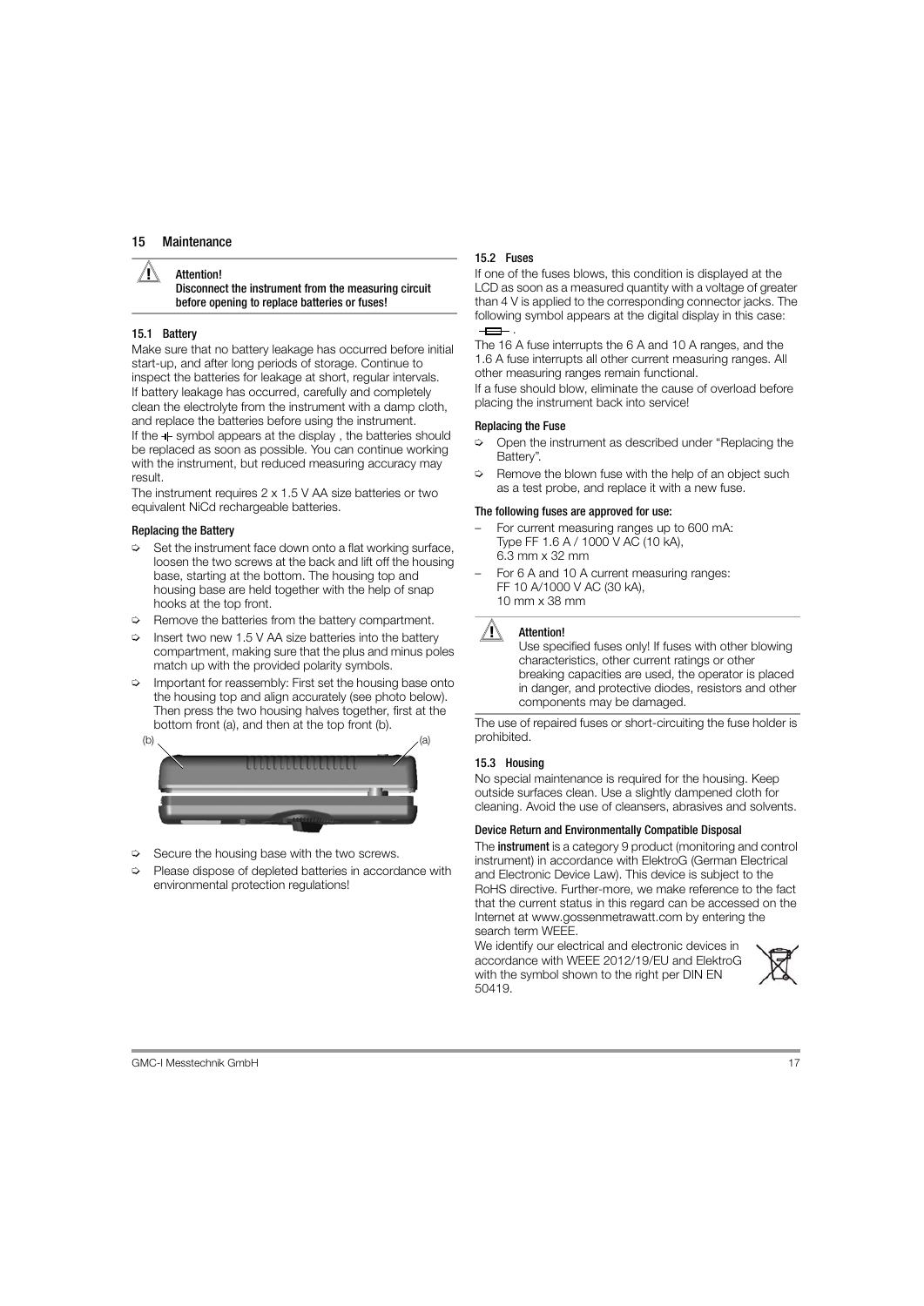# 15 Maintenance

> **Attention!**
> **Disconnect the instrument from the measuring circuit before opening to replace batteries or fuses!**

## 15.1 Battery

Make sure that no battery leakage has occurred before initial start-up, and after long periods of storage. Continue to inspect the batteries for leakage at short, regular intervals. If battery leakage has occurred, carefully and completely clean the electrolyte from the instrument with a damp cloth, and replace the batteries before using the instrument.

If the battery symbol appears at the display , the batteries should be replaced as soon as possible. You can continue working with the instrument, but reduced measuring accuracy may result.

The instrument requires 2 x 1.5 V AA size batteries or two equivalent NiCd rechargeable batteries.

### Replacing the Battery

- Set the instrument face down onto a flat working surface, loosen the two screws at the back and lift off the housing base, starting at the bottom. The housing top and housing base are held together with the help of snap hooks at the top front.
- Remove the batteries from the battery compartment.
- Insert two new 1.5 V AA size batteries into the battery compartment, making sure that the plus and minus poles match up with the provided polarity symbols.
- Important for reassembly: First set the housing base onto the housing top and align accurately (see photo below). Then press the two housing halves together, first at the bottom front (a), and then at the top front (b).

(b) (a)

- Secure the housing base with the two screws.
- Please dispose of depleted batteries in accordance with environmental protection regulations!

## 15.2 Fuses

If one of the fuses blows, this condition is displayed at the LCD as soon as a measured quantity with a voltage of greater than 4 V is applied to the corresponding connector jacks. The following symbol appears at the digital display in this case: fuse symbol.

The 16 A fuse interrupts the 6 A and 10 A ranges, and the 1.6 A fuse interrupts all other current measuring ranges. All other measuring ranges remain functional.

If a fuse should blow, eliminate the cause of overload before placing the instrument back into service!

### Replacing the Fuse

- Open the instrument as described under "Replacing the Battery".
- Remove the blown fuse with the help of an object such as a test probe, and replace it with a new fuse.

### The following fuses are approved for use:

- For current measuring ranges up to 600 mA:
  Type FF 1.6 A / 1000 V AC (10 kA),
  6.3 mm x 32 mm
- For 6 A and 10 A current measuring ranges:
  FF 10 A/1000 V AC (30 kA),
  10 mm x 38 mm

> **Attention!**
> Use specified fuses only! If fuses with other blowing characteristics, other current ratings or other breaking capacities are used, the operator is placed in danger, and protective diodes, resistors and other components may be damaged.

The use of repaired fuses or short-circuiting the fuse holder is prohibited.

## 15.3 Housing

No special maintenance is required for the housing. Keep outside surfaces clean. Use a slightly dampened cloth for cleaning. Avoid the use of cleansers, abrasives and solvents.

### Device Return and Environmentally Compatible Disposal

The **instrument** is a category 9 product (monitoring and control instrument) in accordance with ElektroG (German Electrical and Electronic Device Law). This device is subject to the RoHS directive. Further-more, we make reference to the fact that the current status in this regard can be accessed on the Internet at www.gossenmetrawatt.com by entering the search term WEEE.

We identify our electrical and electronic devices in accordance with WEEE 2012/19/EU and ElektroG with the symbol shown to the right per DIN EN 50419.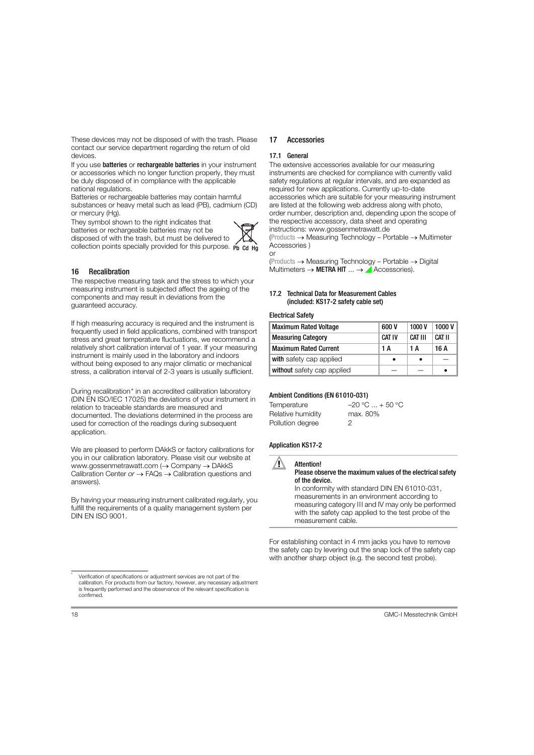These devices may not be disposed of with the trash. Please contact our service department regarding the return of old devices.

If you use **batteries** or **rechargeable batteries** in your instrument or accessories which no longer function properly, they must be duly disposed of in compliance with the applicable national regulations.

Batteries or rechargeable batteries may contain harmful substances or heavy metal such as lead (PB), cadmium (CD) or mercury (Hg).

They symbol shown to the right indicates that batteries or rechargeable batteries may not be disposed of with the trash, but must be delivered to collection points specially provided for this purpose.

Pb Cd Hg

## 16 Recalibration

The respective measuring task and the stress to which your measuring instrument is subjected affect the ageing of the components and may result in deviations from the guaranteed accuracy.

If high measuring accuracy is required and the instrument is frequently used in field applications, combined with transport stress and great temperature fluctuations, we recommend a relatively short calibration interval of 1 year. If your measuring instrument is mainly used in the laboratory and indoors without being exposed to any major climatic or mechanical stress, a calibration interval of 2-3 years is usually sufficient.

During recalibration* in an accredited calibration laboratory (DIN EN ISO/IEC 17025) the deviations of your instrument in relation to traceable standards are measured and documented. The deviations determined in the process are used for correction of the readings during subsequent application.

We are pleased to perform DAkkS or factory calibrations for you in our calibration laboratory. Please visit our website at www.gossenmetrawatt.com (→ Company → DAkkS Calibration Center *or* → FAQs → Calibration questions and answers).

By having your measuring instrument calibrated regularly, you fulfill the requirements of a quality management system per DIN EN ISO 9001.

## 17 Accessories

### 17.1 General

The extensive accessories available for our measuring instruments are checked for compliance with currently valid safety regulations at regular intervals, and are expanded as required for new applications. Currently up-to-date accessories which are suitable for your measuring instrument are listed at the following web address along with photo, order number, description and, depending upon the scope of the respective accessory, data sheet and operating instructions: www.gossenmetrawatt.de

(Products → Measuring Technology – Portable → Multimeter Accessories )

or

(Products → Measuring Technology – Portable → Digital Multimeters → **METRA HIT** ... → Accessories).

### 17.2 Technical Data for Measurement Cables (included: KS17-2 safety cable set)

**Electrical Safety**

| Maximum Rated Voltage | 600 V | 1000 V | 1000 V |
|---|---|---|---|
| Measuring Category | CAT IV | CAT III | CAT II |
| Maximum Rated Current | 1 A | 1 A | 16 A |
| **with** safety cap applied | • | • | — |
| **without** safety cap applied | — | — | • |

**Ambient Conditions (EN 61010-031)**

| | |
|---|---|
| Temperature | –20 °C ... + 50 °C |
| Relative humidity | max. 80% |
| Pollution degree | 2 |

**Application KS17-2**

**Attention!**
**Please observe the maximum values of the electrical safety of the device.**
In conformity with standard DIN EN 61010-031, measurements in an environment according to measuring category III and IV may only be performed with the safety cap applied to the test probe of the measurement cable.

For establishing contact in 4 mm jacks you have to remove the safety cap by levering out the snap lock of the safety cap with another sharp object (e.g. the second test probe).

* Verification of specifications or adjustment services are not part of the calibration. For products from our factory, however, any necessary adjustment is frequently performed and the observance of the relevant specification is confirmed.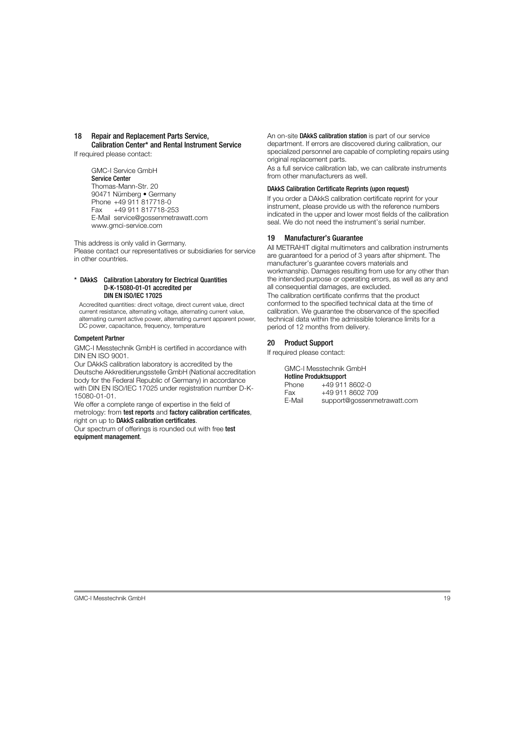## 18 Repair and Replacement Parts Service, Calibration Center* and Rental Instrument Service

If required please contact:

GMC-I Service GmbH
**Service Center**
Thomas-Mann-Str. 20
90471 Nürnberg • Germany
Phone +49 911 817718-0
Fax +49 911 817718-253
E-Mail service@gossenmetrawatt.com
www.gmci-service.com

This address is only valid in Germany.
Please contact our representatives or subsidiaries for service in other countries.

**\* DAkkS Calibration Laboratory for Electrical Quantities D-K-15080-01-01 accredited per DIN EN ISO/IEC 17025**

Accredited quantities: direct voltage, direct current value, direct current resistance, alternating voltage, alternating current value, alternating current active power, alternating current apparent power, DC power, capacitance, frequency, temperature

**Competent Partner**

GMC-I Messtechnik GmbH is certified in accordance with DIN EN ISO 9001.

Our DAkkS calibration laboratory is accredited by the Deutsche Akkreditierungsstelle GmbH (National accreditation body for the Federal Republic of Germany) in accordance with DIN EN ISO/IEC 17025 under registration number D-K-15080-01-01.

We offer a complete range of expertise in the field of metrology: from **test reports** and **factory calibration certificates**, right on up to **DAkkS calibration certificates**.

Our spectrum of offerings is rounded out with free **test equipment management**.

An on-site **DAkkS calibration station** is part of our service department. If errors are discovered during calibration, our specialized personnel are capable of completing repairs using original replacement parts.

As a full service calibration lab, we can calibrate instruments from other manufacturers as well.

**DAkkS Calibration Certificate Reprints (upon request)**

If you order a DAkkS calibration certificate reprint for your instrument, please provide us with the reference numbers indicated in the upper and lower most fields of the calibration seal. We do not need the instrument's serial number.

## 19 Manufacturer's Guarantee

All METRAHIT digital multimeters and calibration instruments are guaranteed for a period of 3 years after shipment. The manufacturer's guarantee covers materials and workmanship. Damages resulting from use for any other than the intended purpose or operating errors, as well as any and all consequential damages, are excluded.

The calibration certificate confirms that the product conformed to the specified technical data at the time of calibration. We guarantee the observance of the specified technical data within the admissible tolerance limits for a period of 12 months from delivery.

## 20 Product Support

If required please contact:

GMC-I Messtechnik GmbH
**Hotline Produktsupport**
Phone +49 911 8602-0
Fax +49 911 8602 709
E-Mail support@gossenmetrawatt.com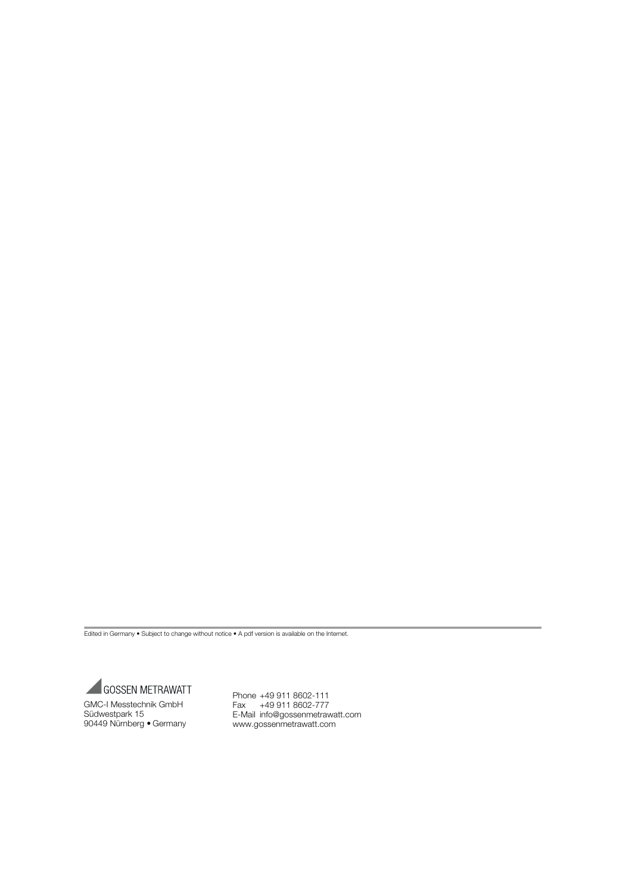Edited in Germany • Subject to change without notice • A pdf version is available on the Internet.

GOSSEN METRAWATT

GMC-I Messtechnik GmbH
Südwestpark 15
90449 Nürnberg • Germany

Phone +49 911 8602-111
Fax +49 911 8602-777
E-Mail info@gossenmetrawatt.com
www.gossenmetrawatt.com